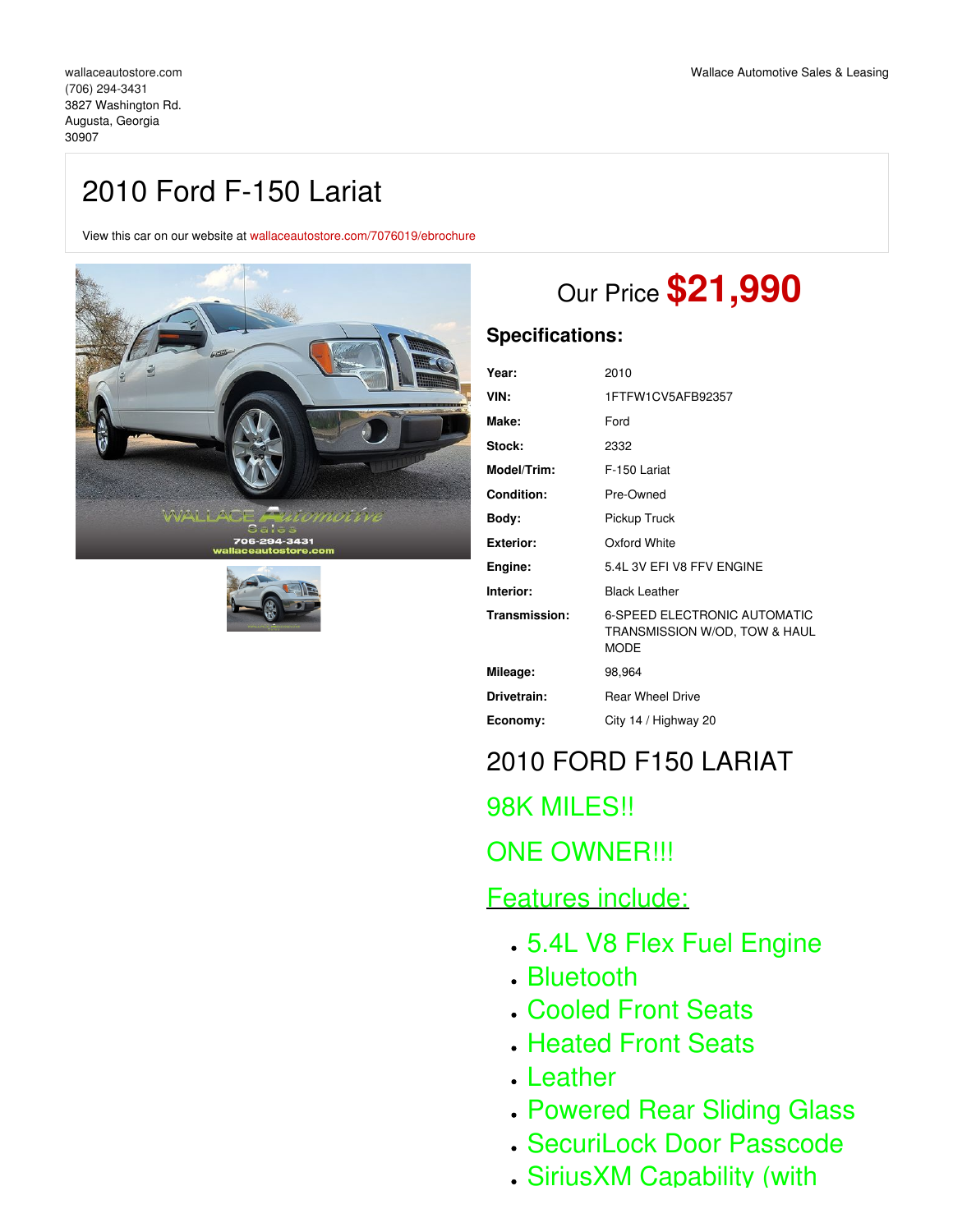wallaceautostore.com
(706) 294-3431
3827 Washington Rd.
Augusta, Georgia
30907

Wallace Automotive Sales & Leasing

# 2010 Ford F-150 Lariat

View this car on our website at wallaceautostore.com/7076019/ebrochure

Our Price **$21,990**

## Specifications:

| | |
|---|---|
| **Year:** | 2010 |
| **VIN:** | 1FTFW1CV5AFB92357 |
| **Make:** | Ford |
| **Stock:** | 2332 |
| **Model/Trim:** | F-150 Lariat |
| **Condition:** | Pre-Owned |
| **Body:** | Pickup Truck |
| **Exterior:** | Oxford White |
| **Engine:** | 5.4L 3V EFI V8 FFV ENGINE |
| **Interior:** | Black Leather |
| **Transmission:** | 6-SPEED ELECTRONIC AUTOMATIC TRANSMISSION W/OD, TOW & HAUL MODE |
| **Mileage:** | 98,964 |
| **Drivetrain:** | Rear Wheel Drive |
| **Economy:** | City 14 / Highway 20 |

## 2010 FORD F150 LARIAT

## 98K MILES!!

## ONE OWNER!!!

## Features include:

- 5.4L V8 Flex Fuel Engine
- Bluetooth
- Cooled Front Seats
- Heated Front Seats
- Leather
- Powered Rear Sliding Glass
- SecuriLock Door Passcode
- SiriusXM Capability (with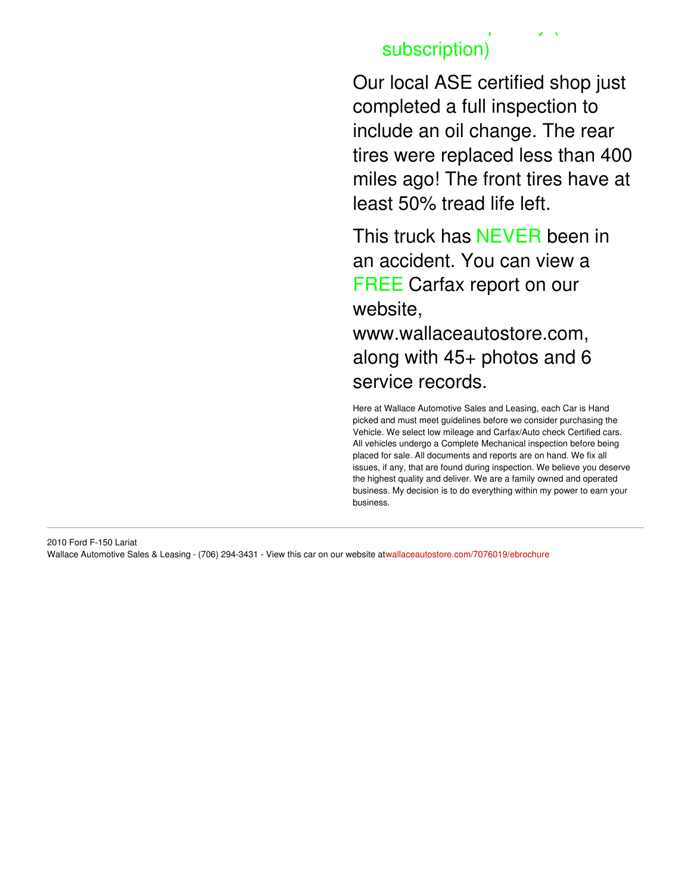subscription)

Our local ASE certified shop just completed a full inspection to include an oil change. The rear tires were replaced less than 400 miles ago! The front tires have at least 50% tread life left.

This truck has NEVER been in an accident. You can view a FREE Carfax report on our website, www.wallaceautostore.com, along with 45+ photos and 6 service records.

Here at Wallace Automotive Sales and Leasing, each Car is Hand picked and must meet guidelines before we consider purchasing the Vehicle. We select low mileage and Carfax/Auto check Certified cars. All vehicles undergo a Complete Mechanical inspection before being placed for sale. All documents and reports are on hand. We fix all issues, if any, that are found during inspection. We believe you deserve the highest quality and deliver. We are a family owned and operated business. My decision is to do everything within my power to earn your business.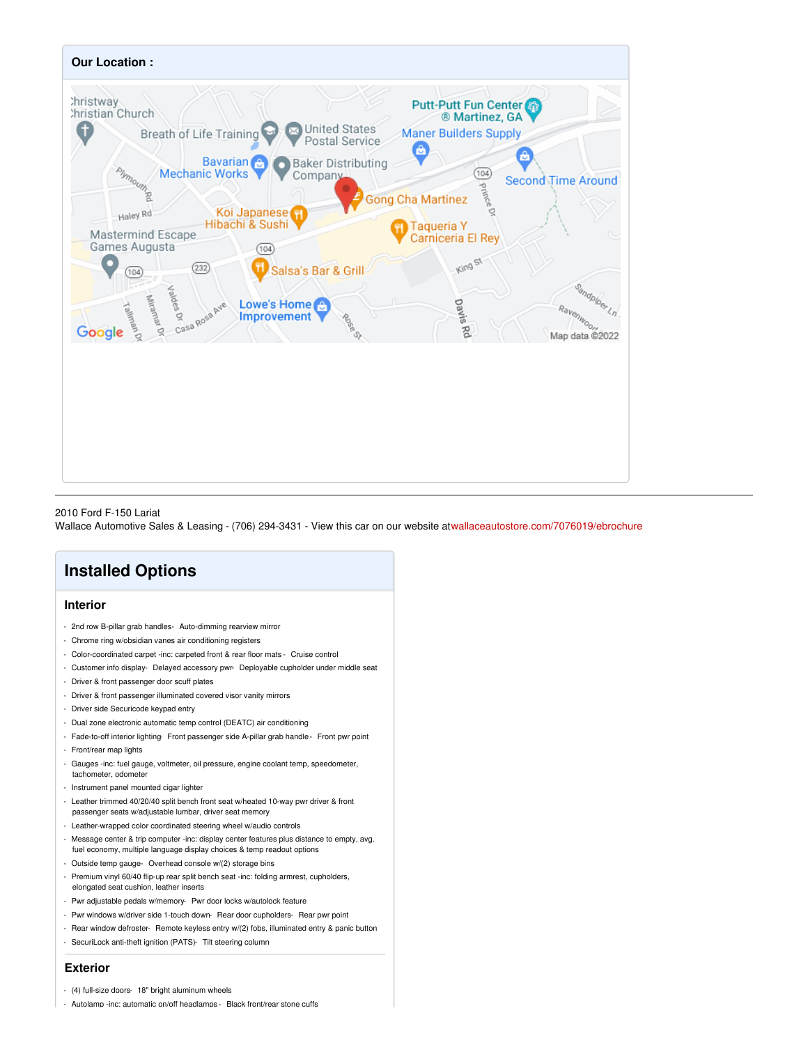## Our Location :

2010 Ford F-150 Lariat
Wallace Automotive Sales & Leasing - (706) 294-3431 - View this car on our website atwallaceautostore.com/7076019/ebrochure

## Installed Options

### Interior

- 2nd row B-pillar grab handles- Auto-dimming rearview mirror
- Chrome ring w/obsidian vanes air conditioning registers
- Color-coordinated carpet -inc: carpeted front & rear floor mats - Cruise control
- Customer info display- Delayed accessory pwr- Deployable cupholder under middle seat
- Driver & front passenger door scuff plates
- Driver & front passenger illuminated covered visor vanity mirrors
- Driver side Securicode keypad entry
- Dual zone electronic automatic temp control (DEATC) air conditioning
- Fade-to-off interior lighting- Front passenger side A-pillar grab handle - Front pwr point
- Front/rear map lights
- Gauges -inc: fuel gauge, voltmeter, oil pressure, engine coolant temp, speedometer, tachometer, odometer
- Instrument panel mounted cigar lighter
- Leather trimmed 40/20/40 split bench front seat w/heated 10-way pwr driver & front passenger seats w/adjustable lumbar, driver seat memory
- Leather-wrapped color coordinated steering wheel w/audio controls
- Message center & trip computer -inc: display center features plus distance to empty, avg. fuel economy, multiple language display choices & temp readout options
- Outside temp gauge- Overhead console w/(2) storage bins
- Premium vinyl 60/40 flip-up rear split bench seat -inc: folding armrest, cupholders, elongated seat cushion, leather inserts
- Pwr adjustable pedals w/memory- Pwr door locks w/autolock feature
- Pwr windows w/driver side 1-touch down- Rear door cupholders- Rear pwr point
- Rear window defroster- Remote keyless entry w/(2) fobs, illuminated entry & panic button
- SecuriLock anti-theft ignition (PATS)- Tilt steering column

### Exterior

- (4) full-size doors- 18" bright aluminum wheels
- Autolamp -inc: automatic on/off headlamps - Black front/rear stone cuffs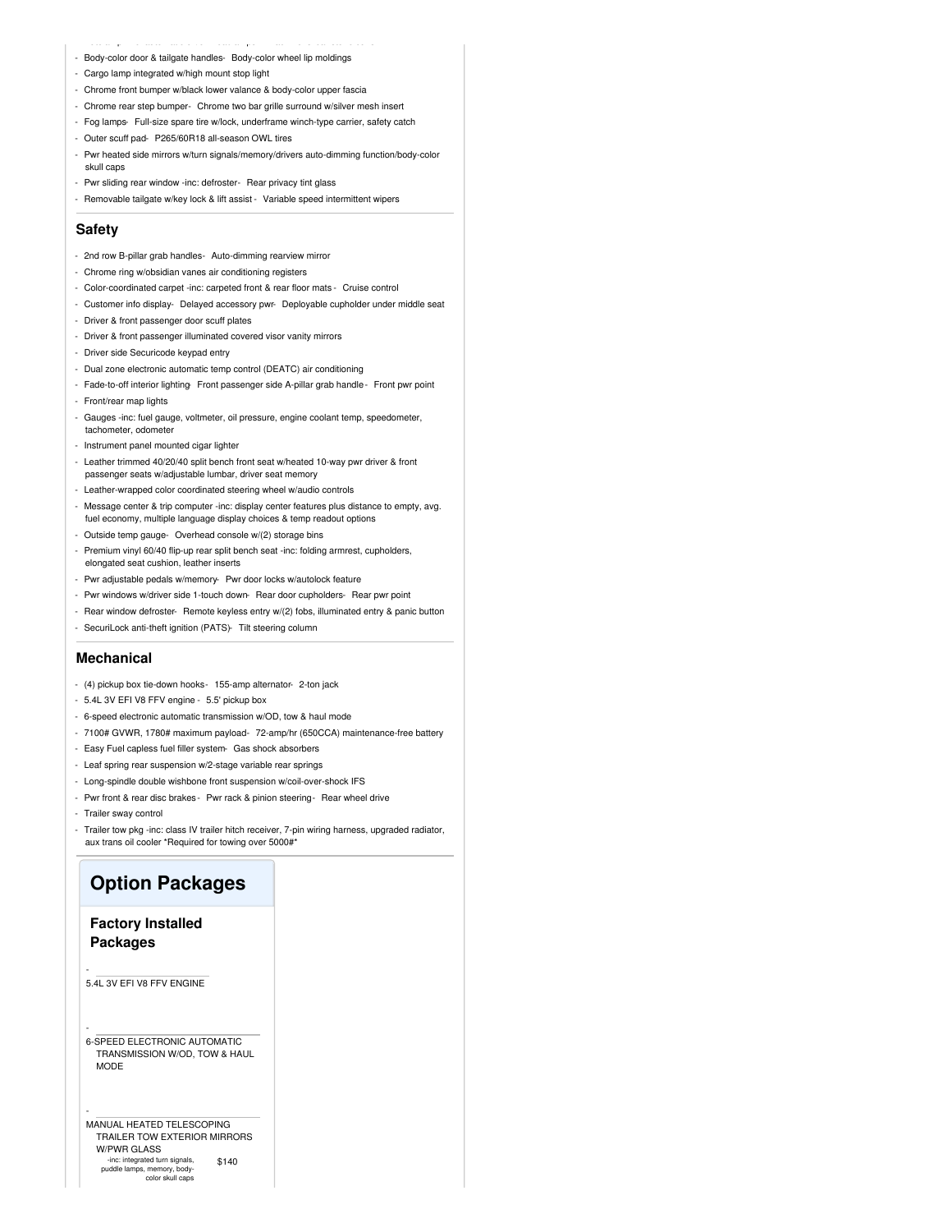- Body-color door & tailgate handles- Body-color wheel lip moldings
- Cargo lamp integrated w/high mount stop light
- Chrome front bumper w/black lower valance & body-color upper fascia
- Chrome rear step bumper- Chrome two bar grille surround w/silver mesh insert
- Fog lamps- Full-size spare tire w/lock, underframe winch-type carrier, safety catch
- Outer scuff pad- P265/60R18 all-season OWL tires
- Pwr heated side mirrors w/turn signals/memory/drivers auto-dimming function/body-color skull caps
- Pwr sliding rear window -inc: defroster- Rear privacy tint glass
- Removable tailgate w/key lock & lift assist - Variable speed intermittent wipers

## Safety

- 2nd row B-pillar grab handles- Auto-dimming rearview mirror
- Chrome ring w/obsidian vanes air conditioning registers
- Color-coordinated carpet -inc: carpeted front & rear floor mats - Cruise control
- Customer info display- Delayed accessory pwr- Deployable cupholder under middle seat
- Driver & front passenger door scuff plates
- Driver & front passenger illuminated covered visor vanity mirrors
- Driver side Securicode keypad entry
- Dual zone electronic automatic temp control (DEATC) air conditioning
- Fade-to-off interior lighting- Front passenger side A-pillar grab handle - Front pwr point
- Front/rear map lights
- Gauges -inc: fuel gauge, voltmeter, oil pressure, engine coolant temp, speedometer, tachometer, odometer
- Instrument panel mounted cigar lighter
- Leather trimmed 40/20/40 split bench front seat w/heated 10-way pwr driver & front passenger seats w/adjustable lumbar, driver seat memory
- Leather-wrapped color coordinated steering wheel w/audio controls
- Message center & trip computer -inc: display center features plus distance to empty, avg. fuel economy, multiple language display choices & temp readout options
- Outside temp gauge- Overhead console w/(2) storage bins
- Premium vinyl 60/40 flip-up rear split bench seat -inc: folding armrest, cupholders, elongated seat cushion, leather inserts
- Pwr adjustable pedals w/memory- Pwr door locks w/autolock feature
- Pwr windows w/driver side 1-touch down- Rear door cupholders- Rear pwr point
- Rear window defroster- Remote keyless entry w/(2) fobs, illuminated entry & panic button
- SecuriLock anti-theft ignition (PATS)- Tilt steering column

## Mechanical

- (4) pickup box tie-down hooks- 155-amp alternator- 2-ton jack
- 5.4L 3V EFI V8 FFV engine - 5.5' pickup box
- 6-speed electronic automatic transmission w/OD, tow & haul mode
- 7100# GVWR, 1780# maximum payload- 72-amp/hr (650CCA) maintenance-free battery
- Easy Fuel capless fuel filler system- Gas shock absorbers
- Leaf spring rear suspension w/2-stage variable rear springs
- Long-spindle double wishbone front suspension w/coil-over-shock IFS
- Pwr front & rear disc brakes - Pwr rack & pinion steering- Rear wheel drive
- Trailer sway control
- Trailer tow pkg -inc: class IV trailer hitch receiver, 7-pin wiring harness, upgraded radiator, aux trans oil cooler *Required for towing over 5000#*

# Option Packages

## Factory Installed Packages

- 5.4L 3V EFI V8 FFV ENGINE
- 6-SPEED ELECTRONIC AUTOMATIC TRANSMISSION W/OD, TOW & HAUL MODE
- MANUAL HEATED TELESCOPING TRAILER TOW EXTERIOR MIRRORS W/PWR GLASS -inc: integrated turn signals, puddle lamps, memory, body-color skull caps — $140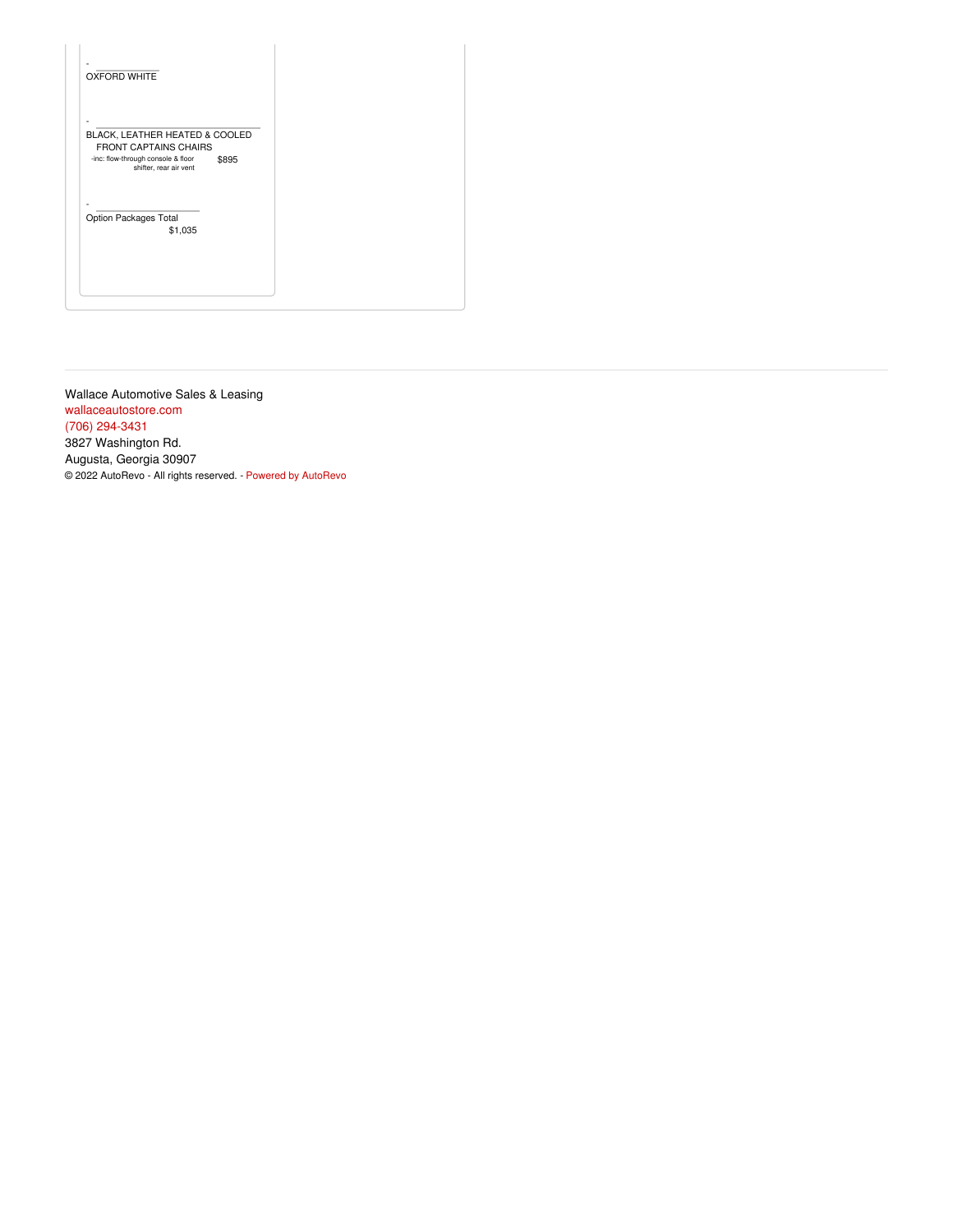OXFORD WHITE

BLACK, LEATHER HEATED & COOLED FRONT CAPTAINS CHAIRS

-inc: flow-through console & floor shifter, rear air vent — $895

Option Packages Total — $1,035

---

Wallace Automotive Sales & Leasing
wallaceautostore.com
(706) 294-3431
3827 Washington Rd.
Augusta, Georgia 30907
© 2022 AutoRevo - All rights reserved. - Powered by AutoRevo